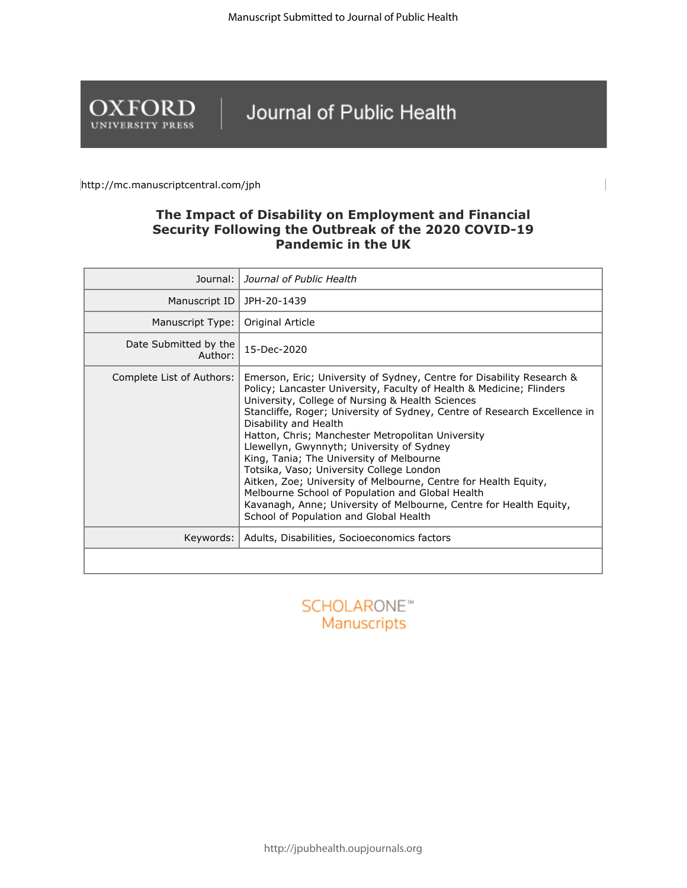Manuscript Submitted to Journal of Public Health

**OXFORD** UNIVERSITY PRESS | Journal of Public Health

http://mc.manuscriptcentral.com/jph

# The Impact of Disability on Employment and Financial Security Following the Outbreak of the 2020 COVID-19 Pandemic in the UK

| | |
|---|---|
| Journal: | *Journal of Public Health* |
| Manuscript ID | JPH-20-1439 |
| Manuscript Type: | Original Article |
| Date Submitted by the Author: | 15-Dec-2020 |
| Complete List of Authors: | Emerson, Eric; University of Sydney, Centre for Disability Research & Policy; Lancaster University, Faculty of Health & Medicine; Flinders University, College of Nursing & Health Sciences<br>Stancliffe, Roger; University of Sydney, Centre of Research Excellence in Disability and Health<br>Hatton, Chris; Manchester Metropolitan University<br>Llewellyn, Gwynnyth; University of Sydney<br>King, Tania; The University of Melbourne<br>Totsika, Vaso; University College London<br>Aitken, Zoe; University of Melbourne, Centre for Health Equity, Melbourne School of Population and Global Health<br>Kavanagh, Anne; University of Melbourne, Centre for Health Equity, School of Population and Global Health |
| Keywords: | Adults, Disabilities, Socioeconomics factors |
| | |

SCHOLARONE™ Manuscripts

http://jpubhealth.oupjournals.org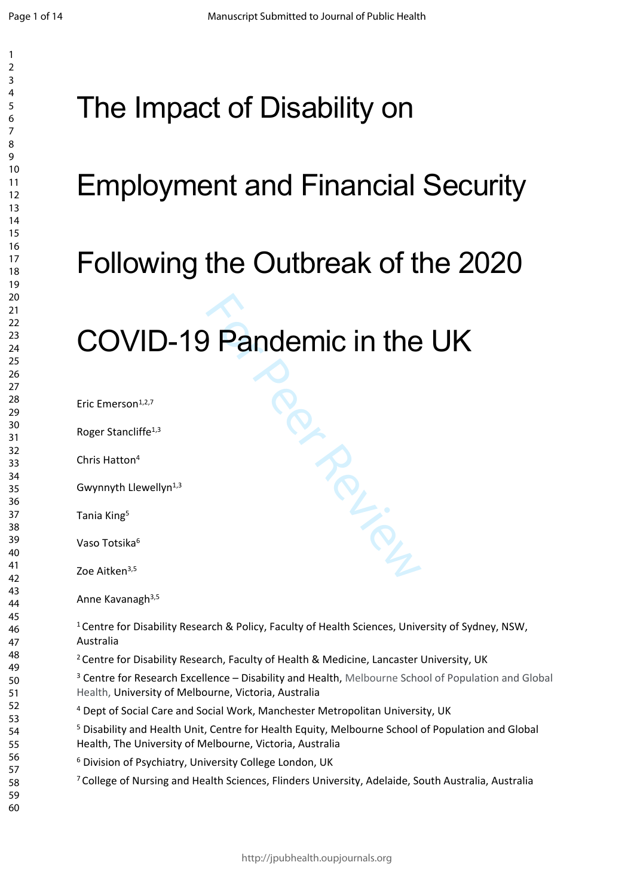# The Impact of Disability on Employment and Financial Security Following the Outbreak of the 2020 COVID-19 Pandemic in the UK

Eric Emerson[1,2,7]

Roger Stancliffe[1,3]

Chris Hatton[4]

Gwynnyth Llewellyn[1,3]

Tania King[5]

Vaso Totsika[6]

Zoe Aitken[3,5]

Anne Kavanagh[3,5]

[1] Centre for Disability Research & Policy, Faculty of Health Sciences, University of Sydney, NSW, Australia

[2] Centre for Disability Research, Faculty of Health & Medicine, Lancaster University, UK

[3] Centre for Research Excellence – Disability and Health, Melbourne School of Population and Global Health, University of Melbourne, Victoria, Australia

[4] Dept of Social Care and Social Work, Manchester Metropolitan University, UK

[5] Disability and Health Unit, Centre for Health Equity, Melbourne School of Population and Global Health, The University of Melbourne, Victoria, Australia

[6] Division of Psychiatry, University College London, UK

[7] College of Nursing and Health Sciences, Flinders University, Adelaide, South Australia, Australia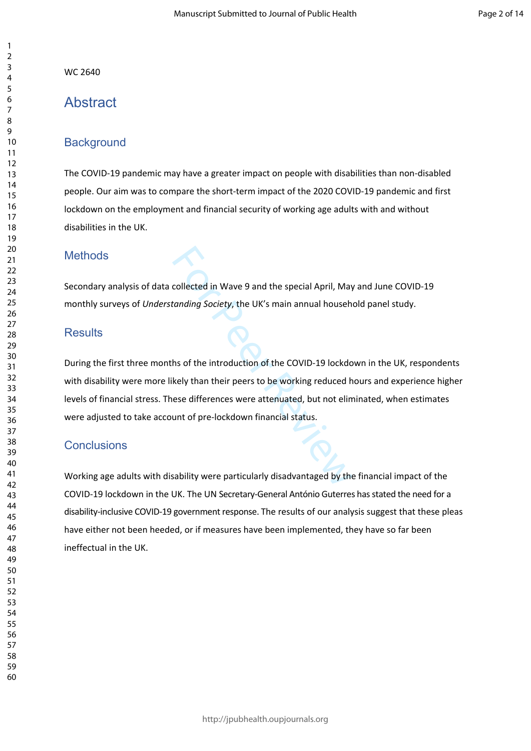WC 2640

# Abstract

## Background

The COVID-19 pandemic may have a greater impact on people with disabilities than non-disabled people. Our aim was to compare the short-term impact of the 2020 COVID-19 pandemic and first lockdown on the employment and financial security of working age adults with and without disabilities in the UK.

## Methods

Secondary analysis of data collected in Wave 9 and the special April, May and June COVID-19 monthly surveys of *Understanding Society*, the UK's main annual household panel study.

## Results

During the first three months of the introduction of the COVID-19 lockdown in the UK, respondents with disability were more likely than their peers to be working reduced hours and experience higher levels of financial stress. These differences were attenuated, but not eliminated, when estimates were adjusted to take account of pre-lockdown financial status.

## Conclusions

Working age adults with disability were particularly disadvantaged by the financial impact of the COVID-19 lockdown in the UK. The UN Secretary-General António Guterres has stated the need for a disability-inclusive COVID-19 government response. The results of our analysis suggest that these pleas have either not been heeded, or if measures have been implemented, they have so far been ineffectual in the UK.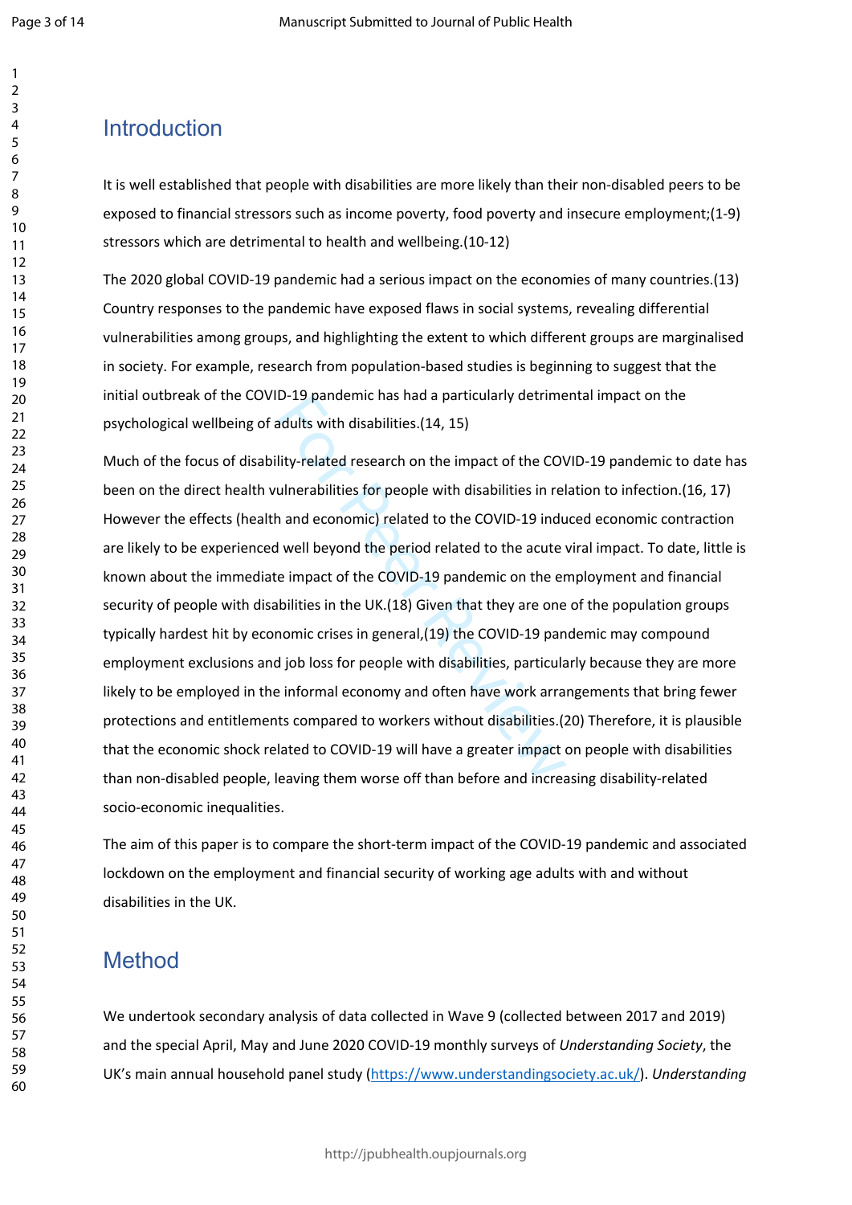## Introduction

It is well established that people with disabilities are more likely than their non-disabled peers to be exposed to financial stressors such as income poverty, food poverty and insecure employment;(1-9) stressors which are detrimental to health and wellbeing.(10-12)

The 2020 global COVID-19 pandemic had a serious impact on the economies of many countries.(13) Country responses to the pandemic have exposed flaws in social systems, revealing differential vulnerabilities among groups, and highlighting the extent to which different groups are marginalised in society. For example, research from population-based studies is beginning to suggest that the initial outbreak of the COVID-19 pandemic has had a particularly detrimental impact on the psychological wellbeing of adults with disabilities.(14, 15)

Much of the focus of disability-related research on the impact of the COVID-19 pandemic to date has been on the direct health vulnerabilities for people with disabilities in relation to infection.(16, 17) However the effects (health and economic) related to the COVID-19 induced economic contraction are likely to be experienced well beyond the period related to the acute viral impact. To date, little is known about the immediate impact of the COVID-19 pandemic on the employment and financial security of people with disabilities in the UK.(18) Given that they are one of the population groups typically hardest hit by economic crises in general,(19) the COVID-19 pandemic may compound employment exclusions and job loss for people with disabilities, particularly because they are more likely to be employed in the informal economy and often have work arrangements that bring fewer protections and entitlements compared to workers without disabilities.(20) Therefore, it is plausible that the economic shock related to COVID-19 will have a greater impact on people with disabilities than non-disabled people, leaving them worse off than before and increasing disability-related socio-economic inequalities.

The aim of this paper is to compare the short-term impact of the COVID-19 pandemic and associated lockdown on the employment and financial security of working age adults with and without disabilities in the UK.

## Method

We undertook secondary analysis of data collected in Wave 9 (collected between 2017 and 2019) and the special April, May and June 2020 COVID-19 monthly surveys of *Understanding Society*, the UK's main annual household panel study (https://www.understandingsociety.ac.uk/). *Understanding*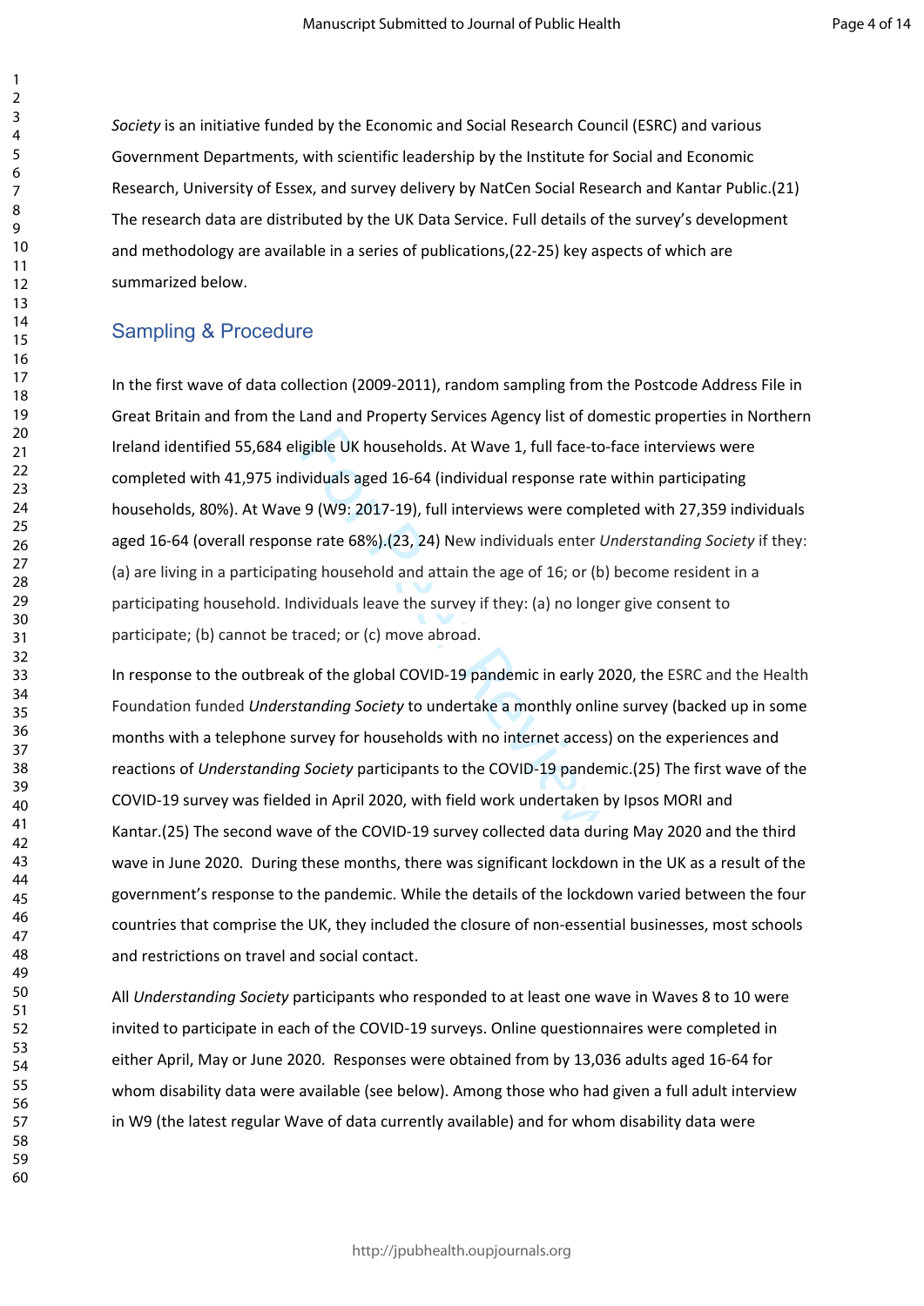*Society* is an initiative funded by the Economic and Social Research Council (ESRC) and various Government Departments, with scientific leadership by the Institute for Social and Economic Research, University of Essex, and survey delivery by NatCen Social Research and Kantar Public.(21) The research data are distributed by the UK Data Service. Full details of the survey's development and methodology are available in a series of publications,(22-25) key aspects of which are summarized below.

## Sampling & Procedure

In the first wave of data collection (2009-2011), random sampling from the Postcode Address File in Great Britain and from the Land and Property Services Agency list of domestic properties in Northern Ireland identified 55,684 eligible UK households. At Wave 1, full face-to-face interviews were completed with 41,975 individuals aged 16-64 (individual response rate within participating households, 80%). At Wave 9 (W9: 2017-19), full interviews were completed with 27,359 individuals aged 16-64 (overall response rate 68%).(23, 24) New individuals enter *Understanding Society* if they: (a) are living in a participating household and attain the age of 16; or (b) become resident in a participating household. Individuals leave the survey if they: (a) no longer give consent to participate; (b) cannot be traced; or (c) move abroad.

In response to the outbreak of the global COVID-19 pandemic in early 2020, the ESRC and the Health Foundation funded *Understanding Society* to undertake a monthly online survey (backed up in some months with a telephone survey for households with no internet access) on the experiences and reactions of *Understanding Society* participants to the COVID-19 pandemic.(25) The first wave of the COVID-19 survey was fielded in April 2020, with field work undertaken by Ipsos MORI and Kantar.(25) The second wave of the COVID-19 survey collected data during May 2020 and the third wave in June 2020. During these months, there was significant lockdown in the UK as a result of the government's response to the pandemic. While the details of the lockdown varied between the four countries that comprise the UK, they included the closure of non-essential businesses, most schools and restrictions on travel and social contact.

All *Understanding Society* participants who responded to at least one wave in Waves 8 to 10 were invited to participate in each of the COVID-19 surveys. Online questionnaires were completed in either April, May or June 2020. Responses were obtained from by 13,036 adults aged 16-64 for whom disability data were available (see below). Among those who had given a full adult interview in W9 (the latest regular Wave of data currently available) and for whom disability data were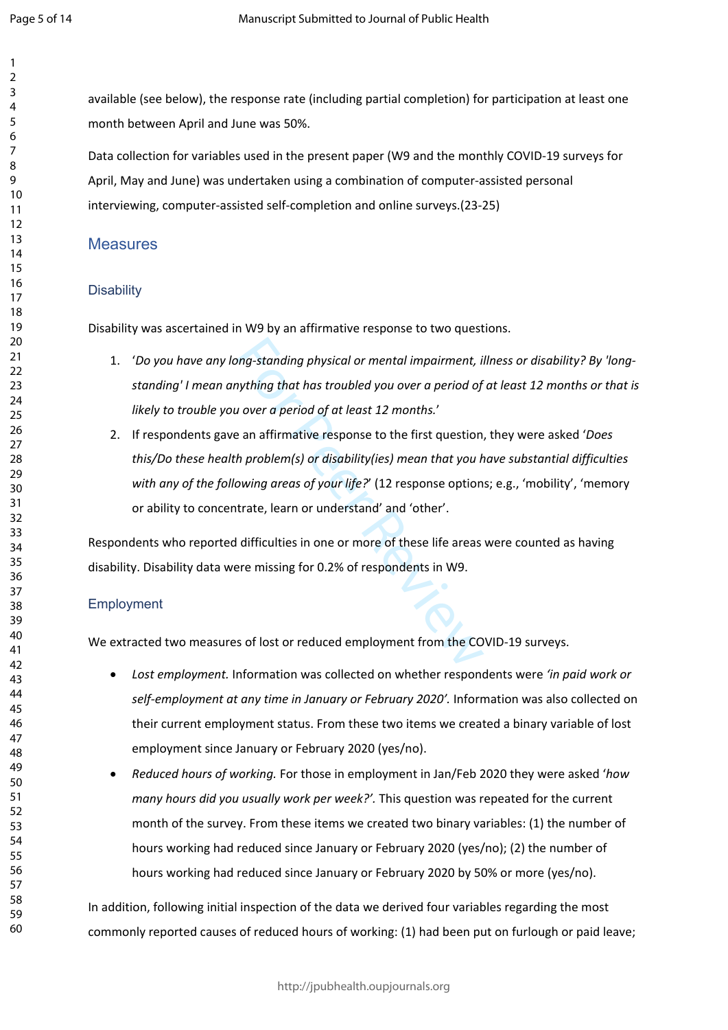available (see below), the response rate (including partial completion) for participation at least one month between April and June was 50%.

Data collection for variables used in the present paper (W9 and the monthly COVID-19 surveys for April, May and June) was undertaken using a combination of computer-assisted personal interviewing, computer-assisted self-completion and online surveys.(23-25)

## Measures

### Disability

Disability was ascertained in W9 by an affirmative response to two questions.

1. '*Do you have any long-standing physical or mental impairment, illness or disability? By 'long-standing' I mean anything that has troubled you over a period of at least 12 months or that is likely to trouble you over a period of at least 12 months.*'
2. If respondents gave an affirmative response to the first question, they were asked '*Does this/Do these health problem(s) or disability(ies) mean that you have substantial difficulties with any of the following areas of your life?*' (12 response options; e.g., 'mobility', 'memory or ability to concentrate, learn or understand' and 'other'.

Respondents who reported difficulties in one or more of these life areas were counted as having disability. Disability data were missing for 0.2% of respondents in W9.

### Employment

We extracted two measures of lost or reduced employment from the COVID-19 surveys.

- *Lost employment.* Information was collected on whether respondents were *'in paid work or self-employment at any time in January or February 2020'.* Information was also collected on their current employment status. From these two items we created a binary variable of lost employment since January or February 2020 (yes/no).
- *Reduced hours of working.* For those in employment in Jan/Feb 2020 they were asked '*how many hours did you usually work per week?'.* This question was repeated for the current month of the survey. From these items we created two binary variables: (1) the number of hours working had reduced since January or February 2020 (yes/no); (2) the number of hours working had reduced since January or February 2020 by 50% or more (yes/no).

In addition, following initial inspection of the data we derived four variables regarding the most commonly reported causes of reduced hours of working: (1) had been put on furlough or paid leave;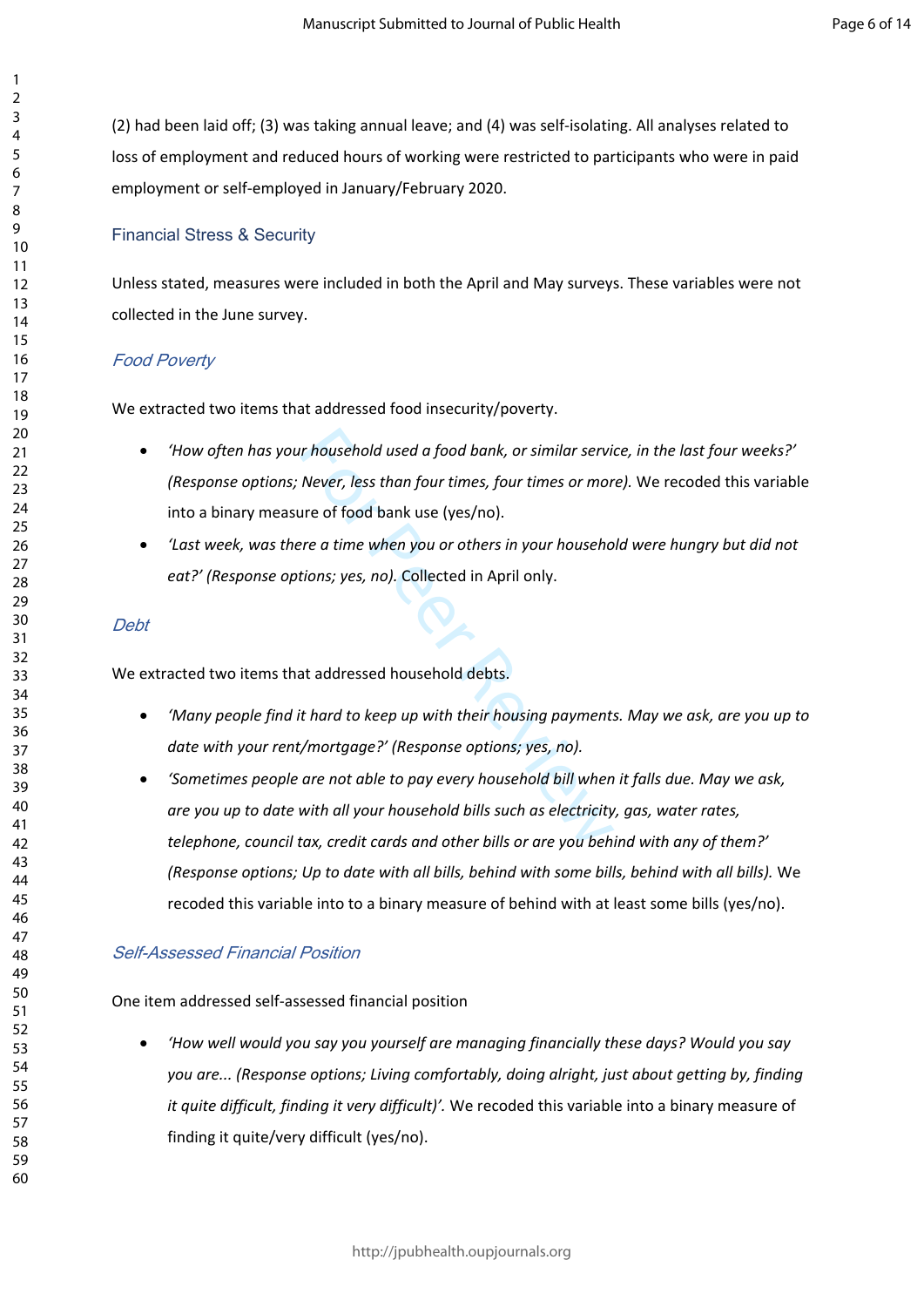(2) had been laid off; (3) was taking annual leave; and (4) was self-isolating. All analyses related to loss of employment and reduced hours of working were restricted to participants who were in paid employment or self-employed in January/February 2020.

## Financial Stress & Security

Unless stated, measures were included in both the April and May surveys. These variables were not collected in the June survey.

### *Food Poverty*

We extracted two items that addressed food insecurity/poverty.

- *'How often has your household used a food bank, or similar service, in the last four weeks?' (Response options; Never, less than four times, four times or more).* We recoded this variable into a binary measure of food bank use (yes/no).
- *'Last week, was there a time when you or others in your household were hungry but did not eat?' (Response options; yes, no).* Collected in April only.

### *Debt*

We extracted two items that addressed household debts.

- *'Many people find it hard to keep up with their housing payments. May we ask, are you up to date with your rent/mortgage?' (Response options; yes, no).*
- *'Sometimes people are not able to pay every household bill when it falls due. May we ask, are you up to date with all your household bills such as electricity, gas, water rates, telephone, council tax, credit cards and other bills or are you behind with any of them?' (Response options; Up to date with all bills, behind with some bills, behind with all bills).* We recoded this variable into to a binary measure of behind with at least some bills (yes/no).

### *Self-Assessed Financial Position*

One item addressed self-assessed financial position

- *'How well would you say you yourself are managing financially these days? Would you say you are... (Response options; Living comfortably, doing alright, just about getting by, finding it quite difficult, finding it very difficult)'.* We recoded this variable into a binary measure of finding it quite/very difficult (yes/no).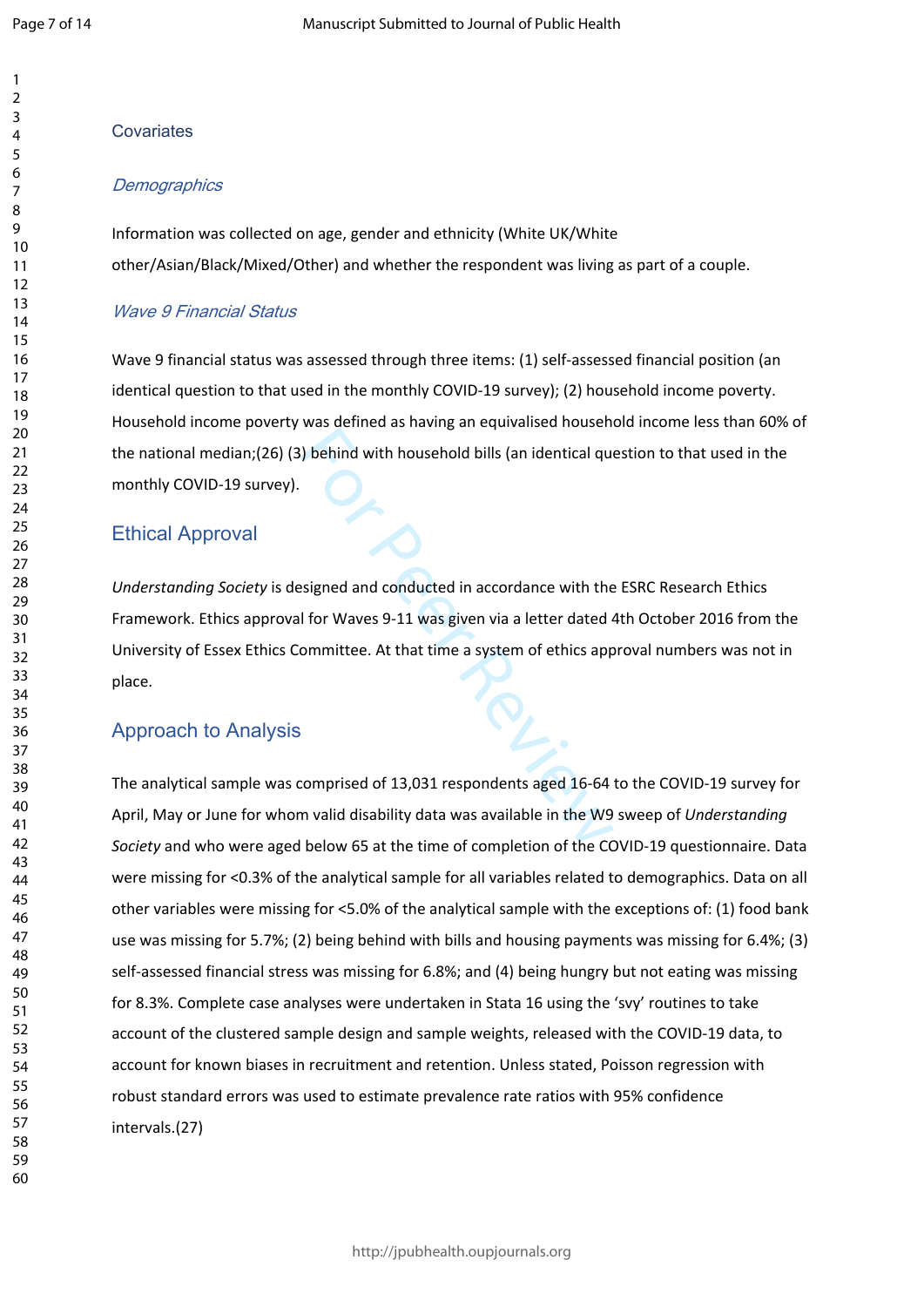## Covariates

### *Demographics*

Information was collected on age, gender and ethnicity (White UK/White other/Asian/Black/Mixed/Other) and whether the respondent was living as part of a couple.

### *Wave 9 Financial Status*

Wave 9 financial status was assessed through three items: (1) self-assessed financial position (an identical question to that used in the monthly COVID-19 survey); (2) household income poverty. Household income poverty was defined as having an equivalised household income less than 60% of the national median;(26) (3) behind with household bills (an identical question to that used in the monthly COVID-19 survey).

## Ethical Approval

*Understanding Society* is designed and conducted in accordance with the ESRC Research Ethics Framework. Ethics approval for Waves 9-11 was given via a letter dated 4th October 2016 from the University of Essex Ethics Committee. At that time a system of ethics approval numbers was not in place.

## Approach to Analysis

The analytical sample was comprised of 13,031 respondents aged 16-64 to the COVID-19 survey for April, May or June for whom valid disability data was available in the W9 sweep of *Understanding Society* and who were aged below 65 at the time of completion of the COVID-19 questionnaire. Data were missing for <0.3% of the analytical sample for all variables related to demographics. Data on all other variables were missing for <5.0% of the analytical sample with the exceptions of: (1) food bank use was missing for 5.7%; (2) being behind with bills and housing payments was missing for 6.4%; (3) self-assessed financial stress was missing for 6.8%; and (4) being hungry but not eating was missing for 8.3%. Complete case analyses were undertaken in Stata 16 using the 'svy' routines to take account of the clustered sample design and sample weights, released with the COVID-19 data, to account for known biases in recruitment and retention. Unless stated, Poisson regression with robust standard errors was used to estimate prevalence rate ratios with 95% confidence intervals.(27)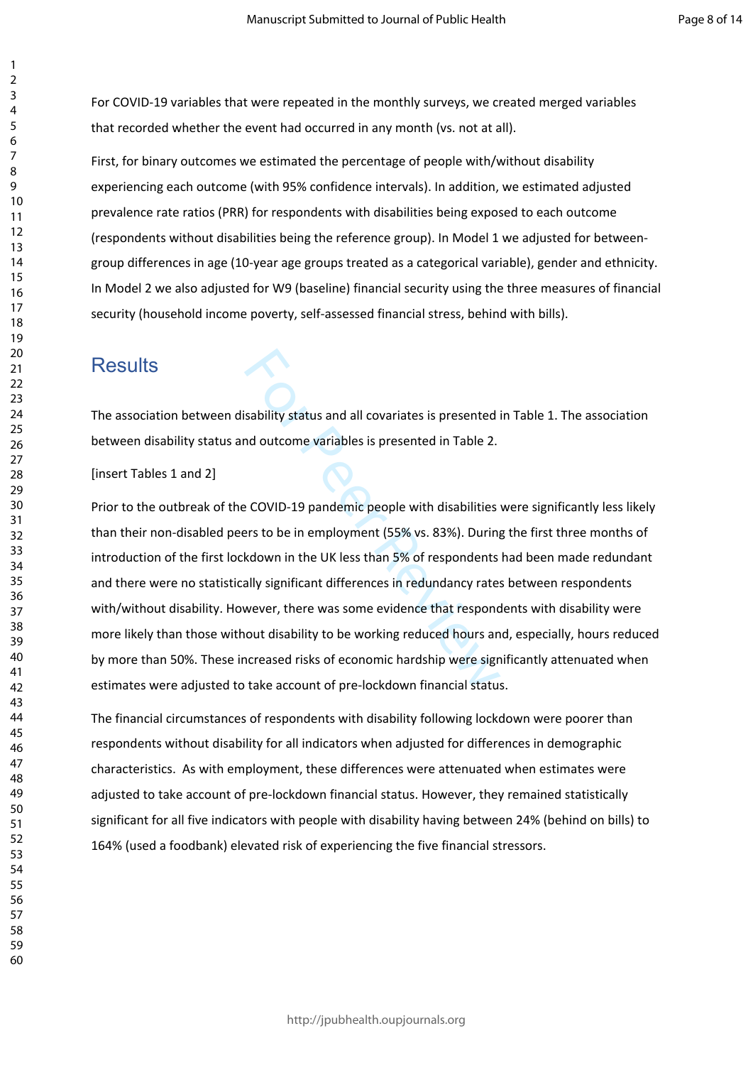For COVID-19 variables that were repeated in the monthly surveys, we created merged variables that recorded whether the event had occurred in any month (vs. not at all).

First, for binary outcomes we estimated the percentage of people with/without disability experiencing each outcome (with 95% confidence intervals). In addition, we estimated adjusted prevalence rate ratios (PRR) for respondents with disabilities being exposed to each outcome (respondents without disabilities being the reference group). In Model 1 we adjusted for between-group differences in age (10-year age groups treated as a categorical variable), gender and ethnicity. In Model 2 we also adjusted for W9 (baseline) financial security using the three measures of financial security (household income poverty, self-assessed financial stress, behind with bills).

## Results

The association between disability status and all covariates is presented in Table 1. The association between disability status and outcome variables is presented in Table 2.

[insert Tables 1 and 2]

Prior to the outbreak of the COVID-19 pandemic people with disabilities were significantly less likely than their non-disabled peers to be in employment (55% vs. 83%). During the first three months of introduction of the first lockdown in the UK less than 5% of respondents had been made redundant and there were no statistically significant differences in redundancy rates between respondents with/without disability. However, there was some evidence that respondents with disability were more likely than those without disability to be working reduced hours and, especially, hours reduced by more than 50%. These increased risks of economic hardship were significantly attenuated when estimates were adjusted to take account of pre-lockdown financial status.

The financial circumstances of respondents with disability following lockdown were poorer than respondents without disability for all indicators when adjusted for differences in demographic characteristics. As with employment, these differences were attenuated when estimates were adjusted to take account of pre-lockdown financial status. However, they remained statistically significant for all five indicators with people with disability having between 24% (behind on bills) to 164% (used a foodbank) elevated risk of experiencing the five financial stressors.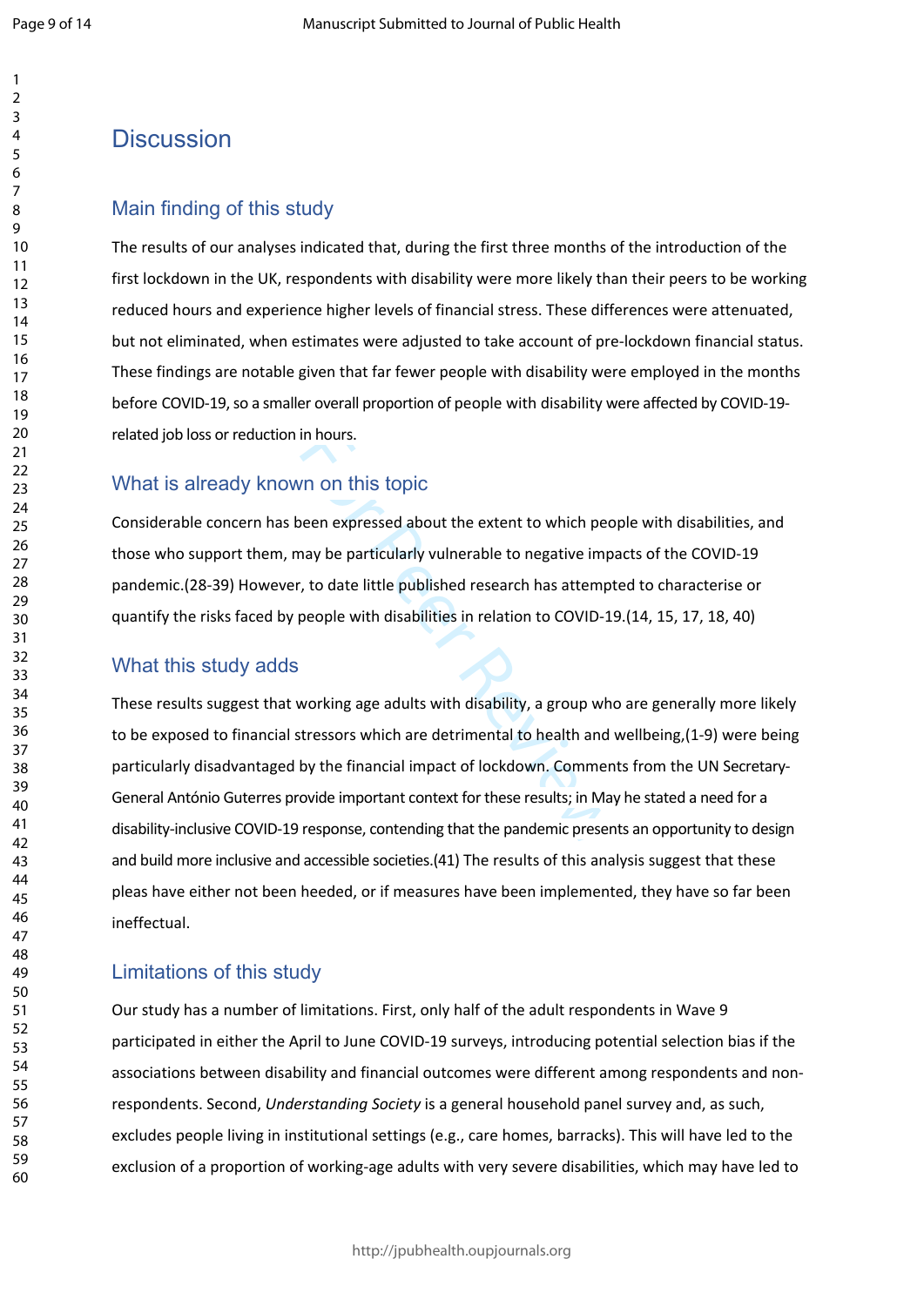# Discussion

## Main finding of this study

The results of our analyses indicated that, during the first three months of the introduction of the first lockdown in the UK, respondents with disability were more likely than their peers to be working reduced hours and experience higher levels of financial stress. These differences were attenuated, but not eliminated, when estimates were adjusted to take account of pre-lockdown financial status. These findings are notable given that far fewer people with disability were employed in the months before COVID-19, so a smaller overall proportion of people with disability were affected by COVID-19-related job loss or reduction in hours.

## What is already known on this topic

Considerable concern has been expressed about the extent to which people with disabilities, and those who support them, may be particularly vulnerable to negative impacts of the COVID-19 pandemic.(28-39) However, to date little published research has attempted to characterise or quantify the risks faced by people with disabilities in relation to COVID-19.(14, 15, 17, 18, 40)

## What this study adds

These results suggest that working age adults with disability, a group who are generally more likely to be exposed to financial stressors which are detrimental to health and wellbeing,(1-9) were being particularly disadvantaged by the financial impact of lockdown. Comments from the UN Secretary-General António Guterres provide important context for these results; in May he stated a need for a disability-inclusive COVID-19 response, contending that the pandemic presents an opportunity to design and build more inclusive and accessible societies.(41) The results of this analysis suggest that these pleas have either not been heeded, or if measures have been implemented, they have so far been ineffectual.

## Limitations of this study

Our study has a number of limitations. First, only half of the adult respondents in Wave 9 participated in either the April to June COVID-19 surveys, introducing potential selection bias if the associations between disability and financial outcomes were different among respondents and non-respondents. Second, *Understanding Society* is a general household panel survey and, as such, excludes people living in institutional settings (e.g., care homes, barracks). This will have led to the exclusion of a proportion of working-age adults with very severe disabilities, which may have led to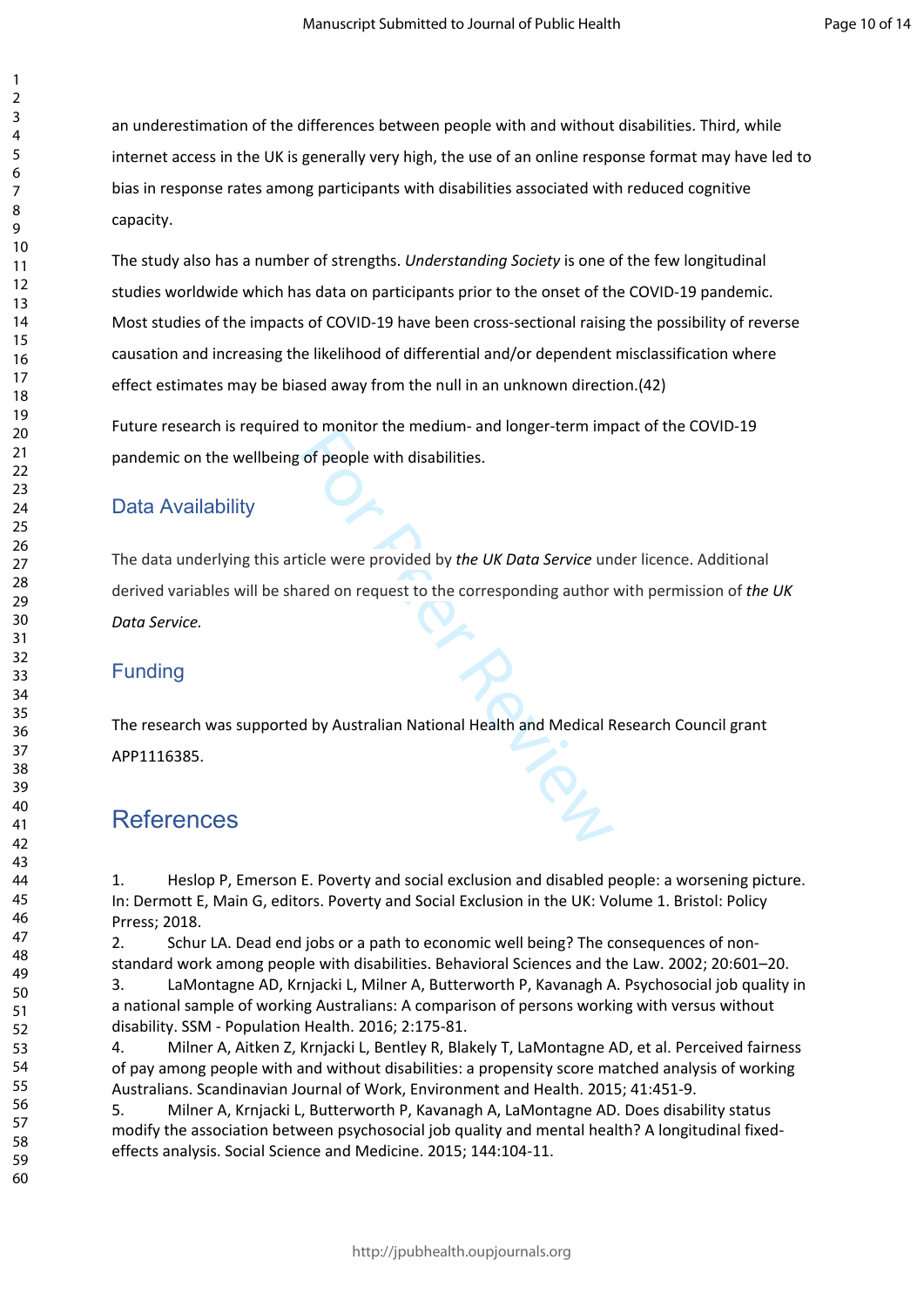an underestimation of the differences between people with and without disabilities. Third, while internet access in the UK is generally very high, the use of an online response format may have led to bias in response rates among participants with disabilities associated with reduced cognitive capacity.

The study also has a number of strengths. *Understanding Society* is one of the few longitudinal studies worldwide which has data on participants prior to the onset of the COVID-19 pandemic. Most studies of the impacts of COVID-19 have been cross-sectional raising the possibility of reverse causation and increasing the likelihood of differential and/or dependent misclassification where effect estimates may be biased away from the null in an unknown direction.(42)

Future research is required to monitor the medium- and longer-term impact of the COVID-19 pandemic on the wellbeing of people with disabilities.

## Data Availability

The data underlying this article were provided by *the UK Data Service* under licence. Additional derived variables will be shared on request to the corresponding author with permission of *the UK Data Service.*

## Funding

The research was supported by Australian National Health and Medical Research Council grant APP1116385.

# References

1. Heslop P, Emerson E. Poverty and social exclusion and disabled people: a worsening picture. In: Dermott E, Main G, editors. Poverty and Social Exclusion in the UK: Volume 1. Bristol: Policy Prress; 2018.
2. Schur LA. Dead end jobs or a path to economic well being? The consequences of non-standard work among people with disabilities. Behavioral Sciences and the Law. 2002; 20:601–20.
3. LaMontagne AD, Krnjacki L, Milner A, Butterworth P, Kavanagh A. Psychosocial job quality in a national sample of working Australians: A comparison of persons working with versus without disability. SSM - Population Health. 2016; 2:175-81.
4. Milner A, Aitken Z, Krnjacki L, Bentley R, Blakely T, LaMontagne AD, et al. Perceived fairness of pay among people with and without disabilities: a propensity score matched analysis of working Australians. Scandinavian Journal of Work, Environment and Health. 2015; 41:451-9.
5. Milner A, Krnjacki L, Butterworth P, Kavanagh A, LaMontagne AD. Does disability status modify the association between psychosocial job quality and mental health? A longitudinal fixed-effects analysis. Social Science and Medicine. 2015; 144:104-11.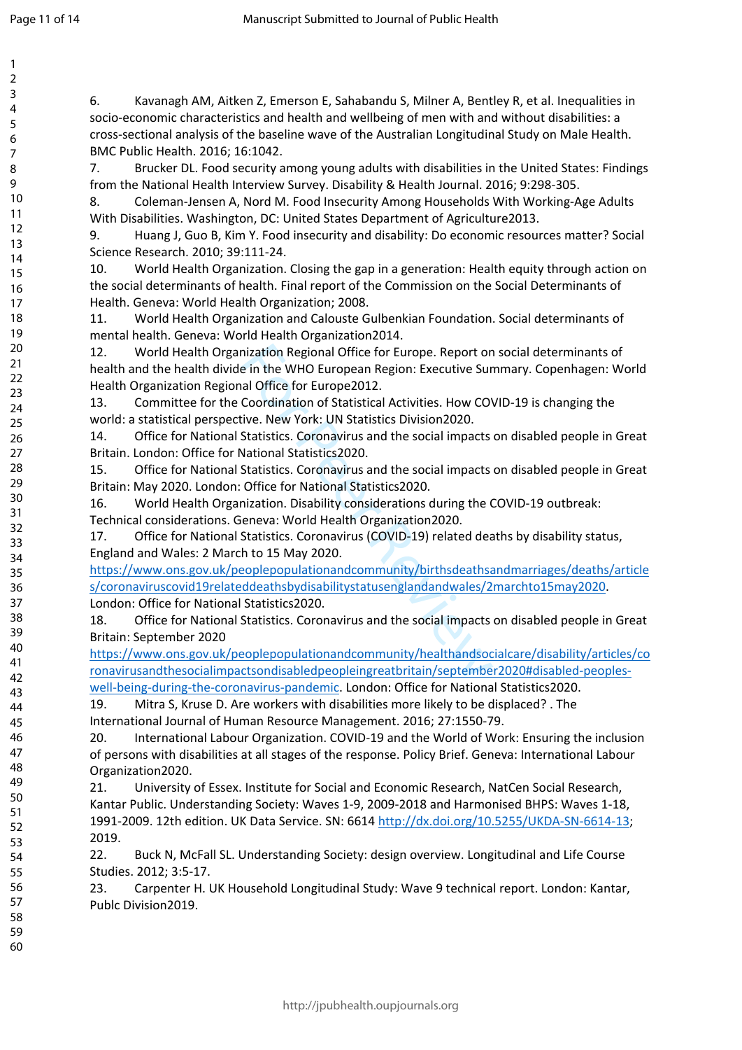6. Kavanagh AM, Aitken Z, Emerson E, Sahabandu S, Milner A, Bentley R, et al. Inequalities in socio-economic characteristics and health and wellbeing of men with and without disabilities: a cross-sectional analysis of the baseline wave of the Australian Longitudinal Study on Male Health. BMC Public Health. 2016; 16:1042.
7. Brucker DL. Food security among young adults with disabilities in the United States: Findings from the National Health Interview Survey. Disability & Health Journal. 2016; 9:298-305.
8. Coleman-Jensen A, Nord M. Food Insecurity Among Households With Working-Age Adults With Disabilities. Washington, DC: United States Department of Agriculture2013.
9. Huang J, Guo B, Kim Y. Food insecurity and disability: Do economic resources matter? Social Science Research. 2010; 39:111-24.
10. World Health Organization. Closing the gap in a generation: Health equity through action on the social determinants of health. Final report of the Commission on the Social Determinants of Health. Geneva: World Health Organization; 2008.
11. World Health Organization and Calouste Gulbenkian Foundation. Social determinants of mental health. Geneva: World Health Organization2014.
12. World Health Organization Regional Office for Europe. Report on social determinants of health and the health divide in the WHO European Region: Executive Summary. Copenhagen: World Health Organization Regional Office for Europe2012.
13. Committee for the Coordination of Statistical Activities. How COVID-19 is changing the world: a statistical perspective. New York: UN Statistics Division2020.
14. Office for National Statistics. Coronavirus and the social impacts on disabled people in Great Britain. London: Office for National Statistics2020.
15. Office for National Statistics. Coronavirus and the social impacts on disabled people in Great Britain: May 2020. London: Office for National Statistics2020.
16. World Health Organization. Disability considerations during the COVID-19 outbreak: Technical considerations. Geneva: World Health Organization2020.
17. Office for National Statistics. Coronavirus (COVID-19) related deaths by disability status, England and Wales: 2 March to 15 May 2020. https://www.ons.gov.uk/peoplepopulationandcommunity/birthsdeathsandmarriages/deaths/articles/coronaviruscovid19relateddeathsbydisabilitystatusenglandandwales/2marchto15may2020. London: Office for National Statistics2020.
18. Office for National Statistics. Coronavirus and the social impacts on disabled people in Great Britain: September 2020 https://www.ons.gov.uk/peoplepopulationandcommunity/healthandsocialcare/disability/articles/coronavirusandthesocialimpactsondisabledpeopleingreatbritain/september2020#disabled-peoples-well-being-during-the-coronavirus-pandemic. London: Office for National Statistics2020.
19. Mitra S, Kruse D. Are workers with disabilities more likely to be displaced? . The International Journal of Human Resource Management. 2016; 27:1550-79.
20. International Labour Organization. COVID-19 and the World of Work: Ensuring the inclusion of persons with disabilities at all stages of the response. Policy Brief. Geneva: International Labour Organization2020.
21. University of Essex. Institute for Social and Economic Research, NatCen Social Research, Kantar Public. Understanding Society: Waves 1-9, 2009-2018 and Harmonised BHPS: Waves 1-18, 1991-2009. 12th edition. UK Data Service. SN: 6614 http://dx.doi.org/10.5255/UKDA-SN-6614-13; 2019.
22. Buck N, McFall SL. Understanding Society: design overview. Longitudinal and Life Course Studies. 2012; 3:5-17.
23. Carpenter H. UK Household Longitudinal Study: Wave 9 technical report. London: Kantar, Publc Division2019.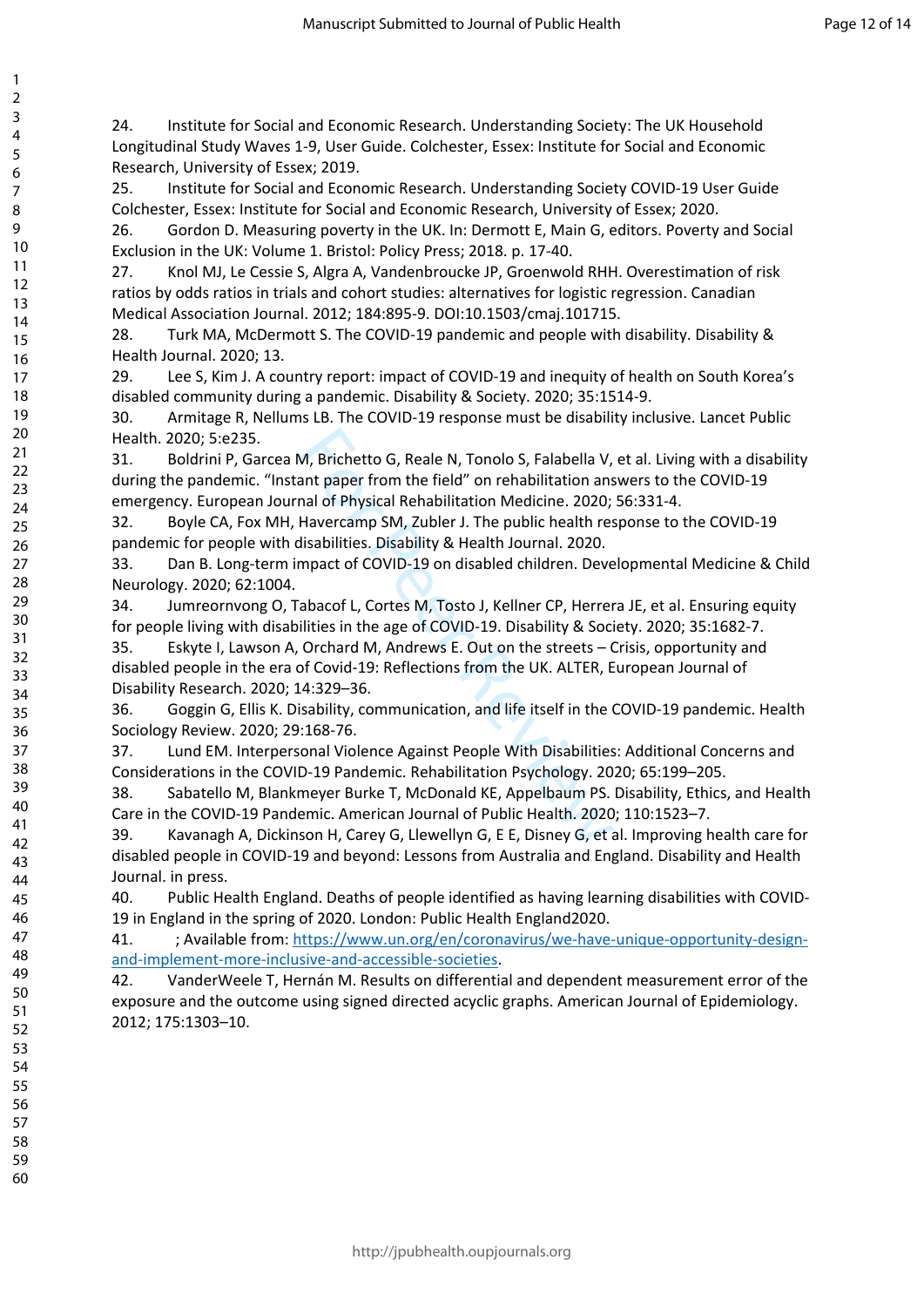24. Institute for Social and Economic Research. Understanding Society: The UK Household Longitudinal Study Waves 1-9, User Guide. Colchester, Essex: Institute for Social and Economic Research, University of Essex; 2019.
25. Institute for Social and Economic Research. Understanding Society COVID-19 User Guide Colchester, Essex: Institute for Social and Economic Research, University of Essex; 2020.
26. Gordon D. Measuring poverty in the UK. In: Dermott E, Main G, editors. Poverty and Social Exclusion in the UK: Volume 1. Bristol: Policy Press; 2018. p. 17-40.
27. Knol MJ, Le Cessie S, Algra A, Vandenbroucke JP, Groenwold RHH. Overestimation of risk ratios by odds ratios in trials and cohort studies: alternatives for logistic regression. Canadian Medical Association Journal. 2012; 184:895-9. DOI:10.1503/cmaj.101715.
28. Turk MA, McDermott S. The COVID-19 pandemic and people with disability. Disability & Health Journal. 2020; 13.
29. Lee S, Kim J. A country report: impact of COVID-19 and inequity of health on South Korea's disabled community during a pandemic. Disability & Society. 2020; 35:1514-9.
30. Armitage R, Nellums LB. The COVID-19 response must be disability inclusive. Lancet Public Health. 2020; 5:e235.
31. Boldrini P, Garcea M, Brichetto G, Reale N, Tonolo S, Falabella V, et al. Living with a disability during the pandemic. "Instant paper from the field" on rehabilitation answers to the COVID-19 emergency. European Journal of Physical Rehabilitation Medicine. 2020; 56:331-4.
32. Boyle CA, Fox MH, Havercamp SM, Zubler J. The public health response to the COVID-19 pandemic for people with disabilities. Disability & Health Journal. 2020.
33. Dan B. Long-term impact of COVID-19 on disabled children. Developmental Medicine & Child Neurology. 2020; 62:1004.
34. Jumreornvong O, Tabacof L, Cortes M, Tosto J, Kellner CP, Herrera JE, et al. Ensuring equity for people living with disabilities in the age of COVID-19. Disability & Society. 2020; 35:1682-7.
35. Eskyte I, Lawson A, Orchard M, Andrews E. Out on the streets – Crisis, opportunity and disabled people in the era of Covid-19: Reflections from the UK. ALTER, European Journal of Disability Research. 2020; 14:329–36.
36. Goggin G, Ellis K. Disability, communication, and life itself in the COVID-19 pandemic. Health Sociology Review. 2020; 29:168-76.
37. Lund EM. Interpersonal Violence Against People With Disabilities: Additional Concerns and Considerations in the COVID-19 Pandemic. Rehabilitation Psychology. 2020; 65:199–205.
38. Sabatello M, Blankmeyer Burke T, McDonald KE, Appelbaum PS. Disability, Ethics, and Health Care in the COVID-19 Pandemic. American Journal of Public Health. 2020; 110:1523–7.
39. Kavanagh A, Dickinson H, Carey G, Llewellyn G, E E, Disney G, et al. Improving health care for disabled people in COVID-19 and beyond: Lessons from Australia and England. Disability and Health Journal. in press.
40. Public Health England. Deaths of people identified as having learning disabilities with COVID-19 in England in the spring of 2020. London: Public Health England2020.
41. ; Available from: https://www.un.org/en/coronavirus/we-have-unique-opportunity-design-and-implement-more-inclusive-and-accessible-societies.
42. VanderWeele T, Hernán M. Results on differential and dependent measurement error of the exposure and the outcome using signed directed acyclic graphs. American Journal of Epidemiology. 2012; 175:1303–10.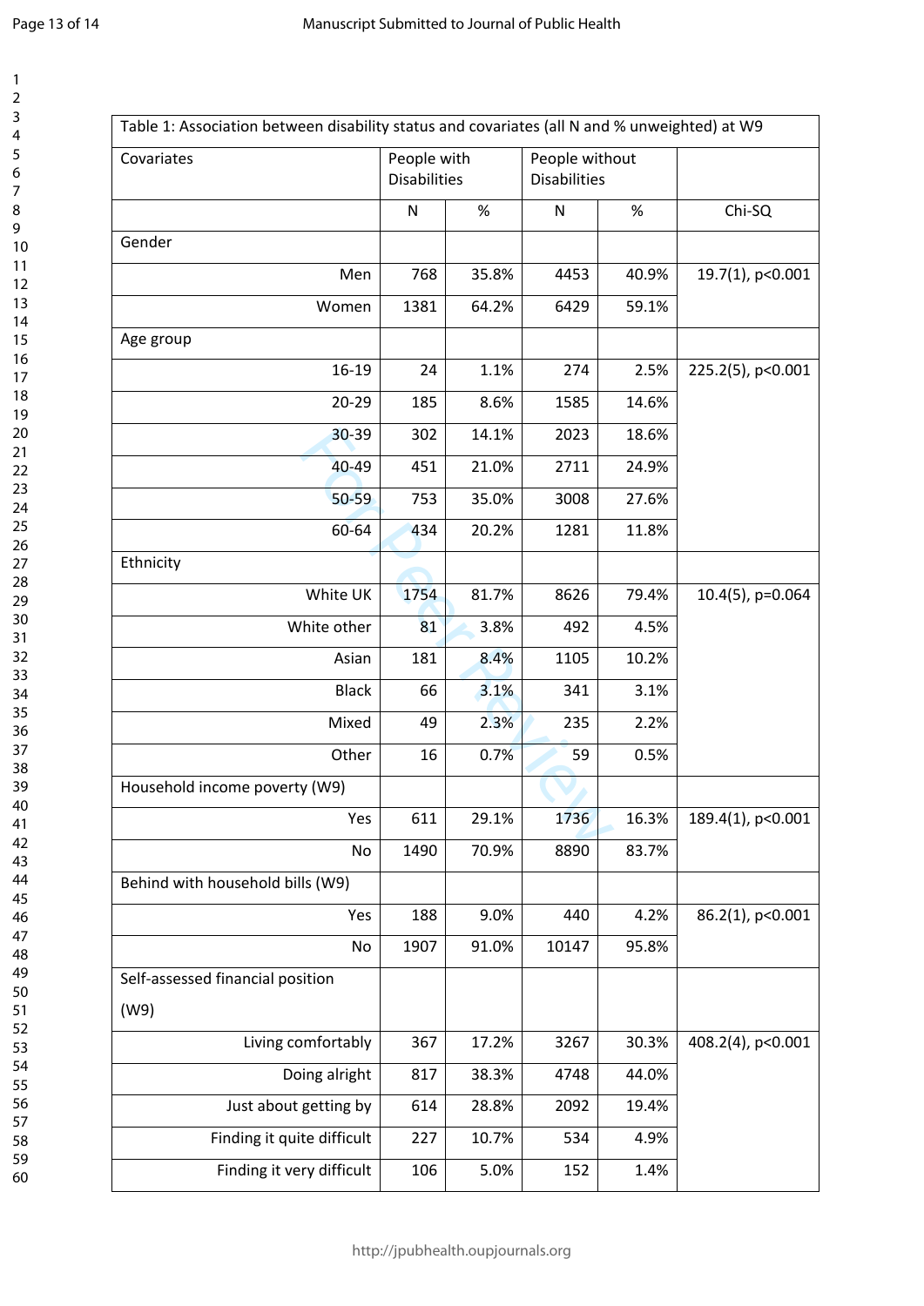| Table 1: Association between disability status and covariates (all N and % unweighted) at W9 | | | | | |
|---|---|---|---|---|---|
| Covariates | People with Disabilities | | People without Disabilities | | |
| | N | % | N | % | Chi-SQ |
| Gender | | | | | |
| Men | 768 | 35.8% | 4453 | 40.9% | 19.7(1), p<0.001 |
| Women | 1381 | 64.2% | 6429 | 59.1% | |
| Age group | | | | | |
| 16-19 | 24 | 1.1% | 274 | 2.5% | 225.2(5), p<0.001 |
| 20-29 | 185 | 8.6% | 1585 | 14.6% | |
| 30-39 | 302 | 14.1% | 2023 | 18.6% | |
| 40-49 | 451 | 21.0% | 2711 | 24.9% | |
| 50-59 | 753 | 35.0% | 3008 | 27.6% | |
| 60-64 | 434 | 20.2% | 1281 | 11.8% | |
| Ethnicity | | | | | |
| White UK | 1754 | 81.7% | 8626 | 79.4% | 10.4(5), p=0.064 |
| White other | 81 | 3.8% | 492 | 4.5% | |
| Asian | 181 | 8.4% | 1105 | 10.2% | |
| Black | 66 | 3.1% | 341 | 3.1% | |
| Mixed | 49 | 2.3% | 235 | 2.2% | |
| Other | 16 | 0.7% | 59 | 0.5% | |
| Household income poverty (W9) | | | | | |
| Yes | 611 | 29.1% | 1736 | 16.3% | 189.4(1), p<0.001 |
| No | 1490 | 70.9% | 8890 | 83.7% | |
| Behind with household bills (W9) | | | | | |
| Yes | 188 | 9.0% | 440 | 4.2% | 86.2(1), p<0.001 |
| No | 1907 | 91.0% | 10147 | 95.8% | |
| Self-assessed financial position (W9) | | | | | |
| Living comfortably | 367 | 17.2% | 3267 | 30.3% | 408.2(4), p<0.001 |
| Doing alright | 817 | 38.3% | 4748 | 44.0% | |
| Just about getting by | 614 | 28.8% | 2092 | 19.4% | |
| Finding it quite difficult | 227 | 10.7% | 534 | 4.9% | |
| Finding it very difficult | 106 | 5.0% | 152 | 1.4% | |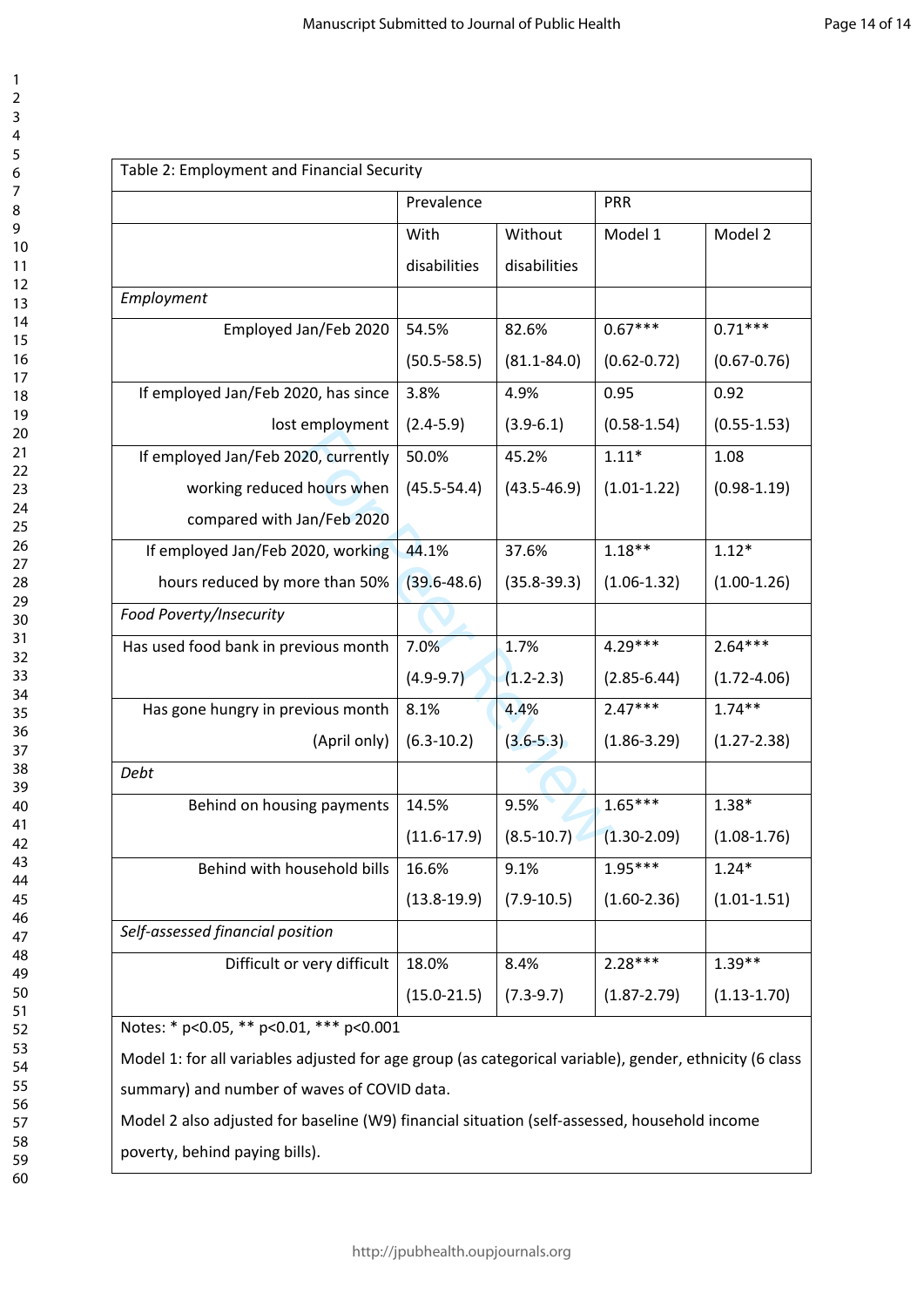| Table 2: Employment and Financial Security | | | | |
|---|---|---|---|---|
| | Prevalence | | PRR | |
| | With disabilities | Without disabilities | Model 1 | Model 2 |
| *Employment* | | | | |
| Employed Jan/Feb 2020 | 54.5% (50.5-58.5) | 82.6% (81.1-84.0) | 0.67*** (0.62-0.72) | 0.71*** (0.67-0.76) |
| If employed Jan/Feb 2020, has since lost employment | 3.8% (2.4-5.9) | 4.9% (3.9-6.1) | 0.95 (0.58-1.54) | 0.92 (0.55-1.53) |
| If employed Jan/Feb 2020, currently working reduced hours when compared with Jan/Feb 2020 | 50.0% (45.5-54.4) | 45.2% (43.5-46.9) | 1.11* (1.01-1.22) | 1.08 (0.98-1.19) |
| If employed Jan/Feb 2020, working hours reduced by more than 50% | 44.1% (39.6-48.6) | 37.6% (35.8-39.3) | 1.18** (1.06-1.32) | 1.12* (1.00-1.26) |
| *Food Poverty/Insecurity* | | | | |
| Has used food bank in previous month | 7.0% (4.9-9.7) | 1.7% (1.2-2.3) | 4.29*** (2.85-6.44) | 2.64*** (1.72-4.06) |
| Has gone hungry in previous month (April only) | 8.1% (6.3-10.2) | 4.4% (3.6-5.3) | 2.47*** (1.86-3.29) | 1.74** (1.27-2.38) |
| *Debt* | | | | |
| Behind on housing payments | 14.5% (11.6-17.9) | 9.5% (8.5-10.7) | 1.65*** (1.30-2.09) | 1.38* (1.08-1.76) |
| Behind with household bills | 16.6% (13.8-19.9) | 9.1% (7.9-10.5) | 1.95*** (1.60-2.36) | 1.24* (1.01-1.51) |
| *Self-assessed financial position* | | | | |
| Difficult or very difficult | 18.0% (15.0-21.5) | 8.4% (7.3-9.7) | 2.28*** (1.87-2.79) | 1.39** (1.13-1.70) |

Notes: * p<0.05, ** p<0.01, *** p<0.001

Model 1: for all variables adjusted for age group (as categorical variable), gender, ethnicity (6 class summary) and number of waves of COVID data.

Model 2 also adjusted for baseline (W9) financial situation (self-assessed, household income poverty, behind paying bills).